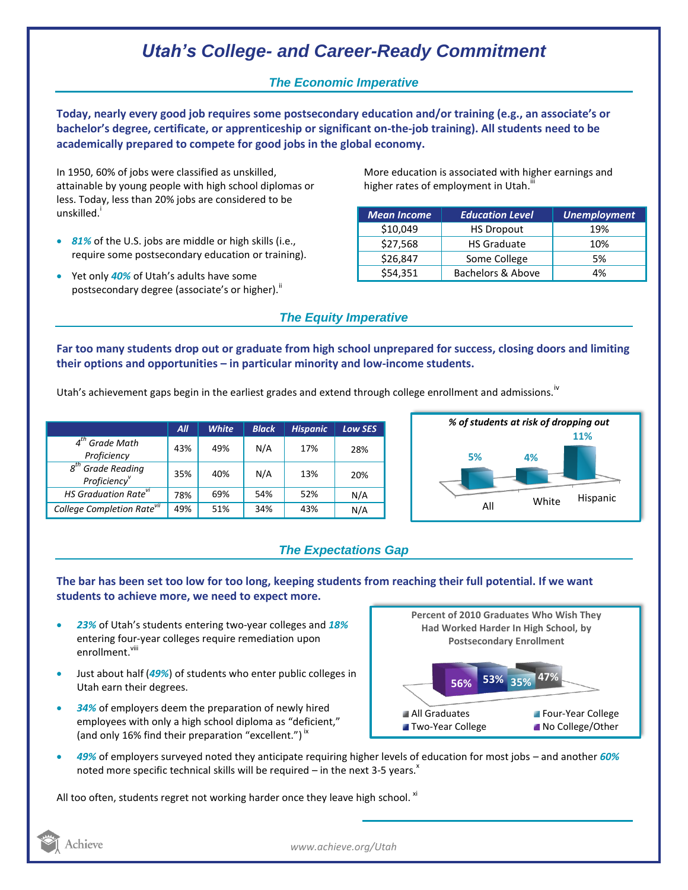# Utah's College- and Career-Ready Commitment

## The Economic Imperative

**Today, nearly every good job requires some postsecondary education and/or training (e.g., an associate's or bachelor's degree, certificate, or apprenticeship or significant on-the-job training). All students need to be academically prepared to compete for good jobs in the global economy.**

In 1950, 60% of jobs were classified as unskilled, attainable by young people with high school diplomas or less. Today, less than 20% jobs are considered to be unskilled.[i]

- ***81%*** of the U.S. jobs are middle or high skills (i.e., require some postsecondary education or training).
- Yet only ***40%*** of Utah's adults have some postsecondary degree (associate's or higher).[ii]

More education is associated with higher earnings and higher rates of employment in Utah.[iii]

| Mean Income | Education Level | Unemployment |
|---|---|---|
| $10,049 | HS Dropout | 19% |
| $27,568 | HS Graduate | 10% |
| $26,847 | Some College | 5% |
| $54,351 | Bachelors & Above | 4% |

## The Equity Imperative

**Far too many students drop out or graduate from high school unprepared for success, closing doors and limiting their options and opportunities – in particular minority and low-income students.**

Utah's achievement gaps begin in the earliest grades and extend through college enrollment and admissions.[iv]

| | All | White | Black | Hispanic | Low SES |
|---|---|---|---|---|---|
| *4th Grade Math Proficiency* | 43% | 49% | N/A | 17% | 28% |
| *8th Grade Reading Proficiency*[v] | 35% | 40% | N/A | 13% | 20% |
| *HS Graduation Rate*[vi] | 78% | 69% | 54% | 52% | N/A |
| *College Completion Rate*[vii] | 49% | 51% | 34% | 43% | N/A |

*% of students at risk of dropping out*

| All | White | Hispanic |
|---|---|---|
| 5% | 4% | 11% |

## The Expectations Gap

**The bar has been set too low for too long, keeping students from reaching their full potential. If we want students to achieve more, we need to expect more.**

- ***23%*** of Utah's students entering two-year colleges and ***18%*** entering four-year colleges require remediation upon enrollment.[viii]
- Just about half (***49%***) of students who enter public colleges in Utah earn their degrees.
- ***34%*** of employers deem the preparation of newly hired employees with only a high school diploma as "deficient," (and only 16% find their preparation "excellent.")[ix]

**Percent of 2010 Graduates Who Wish They Had Worked Harder In High School, by Postsecondary Enrollment**

| No College/Other | Two-Year College | Four-Year College | All Graduates |
|---|---|---|---|
| 56% | 53% | 35% | 47% |

- ***49%*** of employers surveyed noted they anticipate requiring higher levels of education for most jobs – and another ***60%*** noted more specific technical skills will be required – in the next 3-5 years.[x]

All too often, students regret not working harder once they leave high school.[xi]

Achieve

www.achieve.org/Utah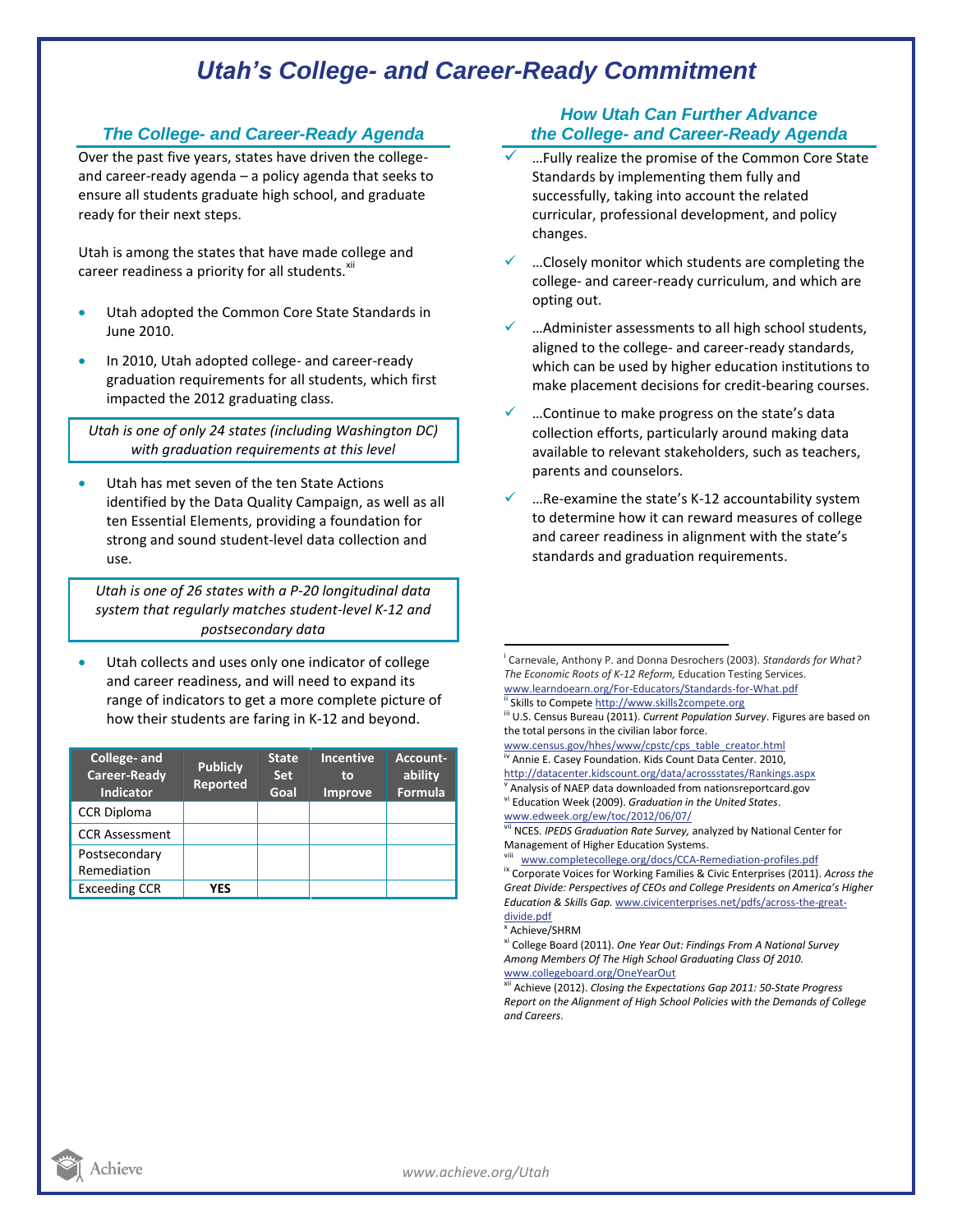# Utah's College- and Career-Ready Commitment

## The College- and Career-Ready Agenda

Over the past five years, states have driven the college- and career-ready agenda – a policy agenda that seeks to ensure all students graduate high school, and graduate ready for their next steps.

Utah is among the states that have made college and career readiness a priority for all students.[xii]

- Utah adopted the Common Core State Standards in June 2010.
- In 2010, Utah adopted college- and career-ready graduation requirements for all students, which first impacted the 2012 graduating class.

*Utah is one of only 24 states (including Washington DC) with graduation requirements at this level*

- Utah has met seven of the ten State Actions identified by the Data Quality Campaign, as well as all ten Essential Elements, providing a foundation for strong and sound student-level data collection and use.

*Utah is one of 26 states with a P-20 longitudinal data system that regularly matches student-level K-12 and postsecondary data*

- Utah collects and uses only one indicator of college and career readiness, and will need to expand its range of indicators to get a more complete picture of how their students are faring in K-12 and beyond.

| College- and Career-Ready Indicator | Publicly Reported | State Set Goal | Incentive to Improve | Account-ability Formula |
|---|---|---|---|---|
| CCR Diploma | | | | |
| CCR Assessment | | | | |
| Postsecondary Remediation | | | | |
| Exceeding CCR | **YES** | | | |

## How Utah Can Further Advance the College- and Career-Ready Agenda

- ✓ …Fully realize the promise of the Common Core State Standards by implementing them fully and successfully, taking into account the related curricular, professional development, and policy changes.
- ✓ …Closely monitor which students are completing the college- and career-ready curriculum, and which are opting out.
- ✓ …Administer assessments to all high school students, aligned to the college- and career-ready standards, which can be used by higher education institutions to make placement decisions for credit-bearing courses.
- ✓ …Continue to make progress on the state's data collection efforts, particularly around making data available to relevant stakeholders, such as teachers, parents and counselors.
- ✓ …Re-examine the state's K-12 accountability system to determine how it can reward measures of college and career readiness in alignment with the state's standards and graduation requirements.

---

[i] Carnevale, Anthony P. and Donna Desrochers (2003). *Standards for What? The Economic Roots of K-12 Reform,* Education Testing Services. www.learndoearn.org/For-Educators/Standards-for-What.pdf

[ii] Skills to Compete http://www.skills2compete.org

[iii] U.S. Census Bureau (2011). *Current Population Survey*. Figures are based on the total persons in the civilian labor force. www.census.gov/hhes/www/cpstc/cps_table_creator.html

[iv] Annie E. Casey Foundation. Kids Count Data Center. 2010, http://datacenter.kidscount.org/data/acrossstates/Rankings.aspx

[v] Analysis of NAEP data downloaded from nationsreportcard.gov

[vi] Education Week (2009). *Graduation in the United States*. www.edweek.org/ew/toc/2012/06/07/

[vii] NCES. *IPEDS Graduation Rate Survey,* analyzed by National Center for Management of Higher Education Systems.

[viii] www.completecollege.org/docs/CCA-Remediation-profiles.pdf

[ix] Corporate Voices for Working Families & Civic Enterprises (2011). *Across the Great Divide: Perspectives of CEOs and College Presidents on America's Higher Education & Skills Gap.* www.civicenterprises.net/pdfs/across-the-great-divide.pdf

[x] Achieve/SHRM

[xi] College Board (2011). *One Year Out: Findings From A National Survey Among Members Of The High School Graduating Class Of 2010.* www.collegeboard.org/OneYearOut

[xii] Achieve (2012). *Closing the Expectations Gap 2011: 50-State Progress Report on the Alignment of High School Policies with the Demands of College and Careers.*

Achieve

*www.achieve.org/Utah*